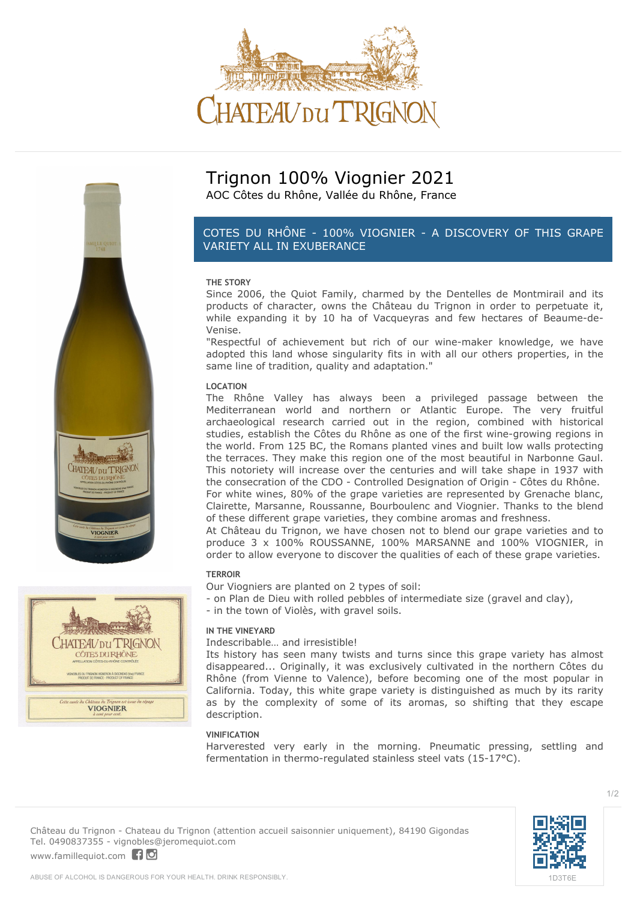# Trignon 100% Viognier 2021

AOC Côtes du Rhône, Vallée du Rhône, France

## COTES DU RHÔNE - 100% VIOGNIER - A DISCOVERY OF THIS GRAPE VARIETY ALL IN EXUBERANCE

### THE STORY

Since 2006, the Quiot Family, charmed by the Dentelles de Montmirail and its products of character, owns the Château du Trignon in order to perpetuate it, while expanding it by 10 ha of Vacqueyras and few hectares of Beaume-de-Venise.

"Respectful of achievement but rich of our wine-maker knowledge, we have adopted this land whose singularity fits in with all our others properties, in the same line of tradition, quality and adaptation."

### LOCATION

The Rhône Valley has always been a privileged passage between the Mediterranean world and northern or Atlantic Europe. The very fruitful archaeological research carried out in the region, combined with historical studies, establish the Côtes du Rhône as one of the first wine-growing regions in the world. From 125 BC, the Romans planted vines and built low walls protecting the terraces. They make this region one of the most beautiful in Narbonne Gaul. This notoriety will increase over the centuries and will take shape in 1937 with the consecration of the CDO - Controlled Designation of Origin - Côtes du Rhône.

For white wines, 80% of the grape varieties are represented by Grenache blanc, Clairette, Marsanne, Roussanne, Bourboulenc and Viognier. Thanks to the blend of these different grape varieties, they combine aromas and freshness.

At Château du Trignon, we have chosen not to blend our grape varieties and to produce 3 x 100% ROUSSANNE, 100% MARSANNE and 100% VIOGNIER, in order to allow everyone to discover the qualities of each of these grape varieties.

### TERROIR

Our Viogniers are planted on 2 types of soil:

- on Plan de Dieu with rolled pebbles of intermediate size (gravel and clay),
- in the town of Violès, with gravel soils.

### IN THE VINEYARD

Indescribable… and irresistible!

Its history has seen many twists and turns since this grape variety has almost disappeared... Originally, it was exclusively cultivated in the northern Côtes du Rhône (from Vienne to Valence), before becoming one of the most popular in California. Today, this white grape variety is distinguished as much by its rarity as by the complexity of some of its aromas, so shifting that they escape description.

### VINIFICATION

Harvested very early in the morning. Pneumatic pressing, settling and fermentation in thermo-regulated stainless steel vats (15-17°C).

Château du Trignon - Chateau du Trignon (attention accueil saisonnier uniquement), 84190 Gigondas
Tel. 0490837355 - vignobles@jeromequiot.com
www.famillequiot.com

ABUSE OF ALCOHOL IS DANGEROUS FOR YOUR HEALTH. DRINK RESPONSIBLY.

1D3T6E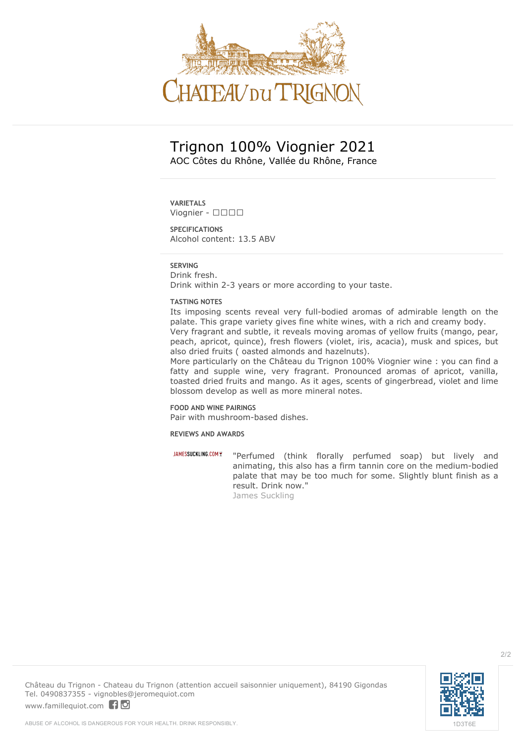# CHATEAU DU TRIGNON

## Trignon 100% Viognier 2021

AOC Côtes du Rhône, Vallée du Rhône, France

**VARIETALS**

Viognier - □□□□

**SPECIFICATIONS**

Alcohol content: 13.5 ABV

**SERVING**

Drink fresh.
Drink within 2-3 years or more according to your taste.

**TASTING NOTES**

Its imposing scents reveal very full-bodied aromas of admirable length on the palate. This grape variety gives fine white wines, with a rich and creamy body.
Very fragrant and subtle, it reveals moving aromas of yellow fruits (mango, pear, peach, apricot, quince), fresh flowers (violet, iris, acacia), musk and spices, but also dried fruits ( oasted almonds and hazelnuts).
More particularly on the Château du Trignon 100% Viognier wine : you can find a fatty and supple wine, very fragrant. Pronounced aromas of apricot, vanilla, toasted dried fruits and mango. As it ages, scents of gingerbread, violet and lime blossom develop as well as more mineral notes.

**FOOD AND WINE PAIRINGS**

Pair with mushroom-based dishes.

**REVIEWS AND AWARDS**

JAMESSUCKLING.COM

"Perfumed (think florally perfumed soap) but lively and animating, this also has a firm tannin core on the medium-bodied palate that may be too much for some. Slightly blunt finish as a result. Drink now."
James Suckling

Château du Trignon - Chateau du Trignon (attention accueil saisonnier uniquement), 84190 Gigondas
Tel. 0490837355 - vignobles@jeromequiot.com
www.famillequiot.com

1D3T6E

ABUSE OF ALCOHOL IS DANGEROUS FOR YOUR HEALTH. DRINK RESPONSIBLY.